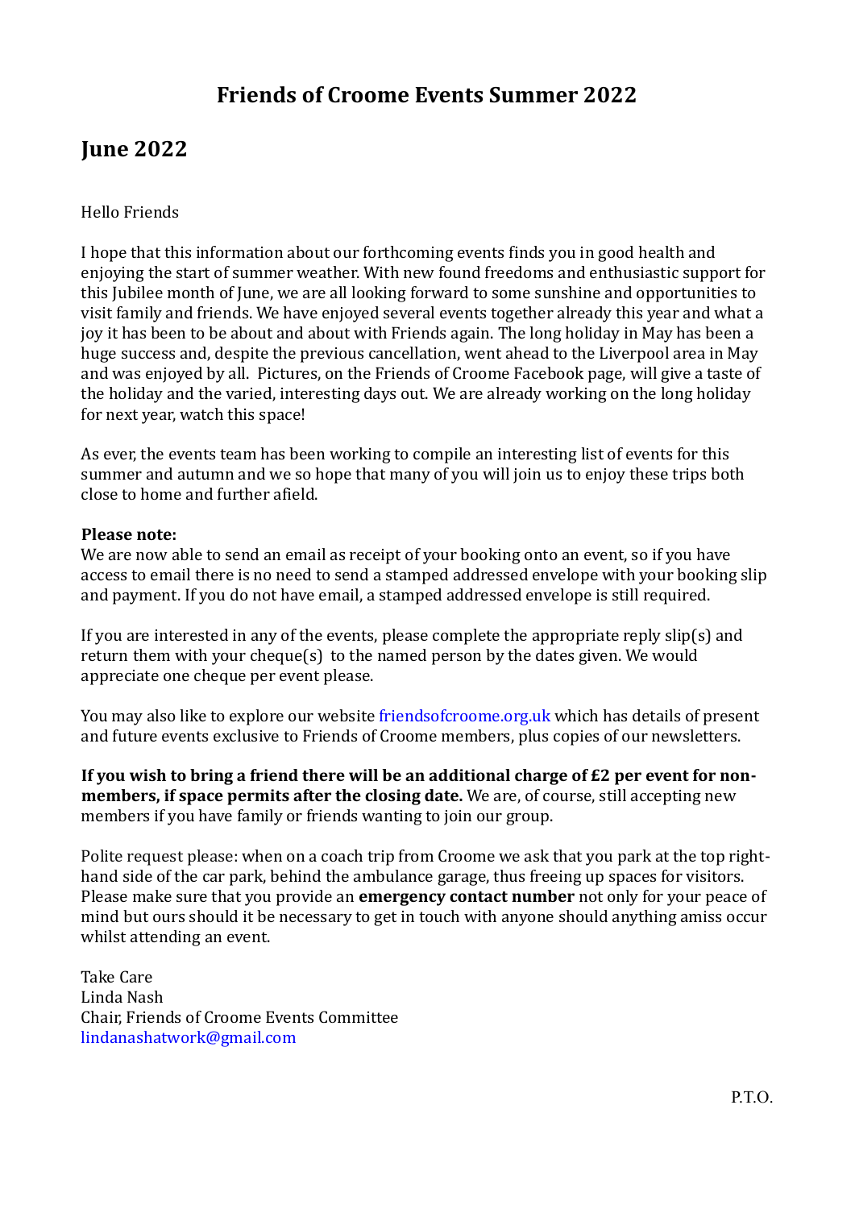# Friends of Croome Events Summer 2022

## June 2022

Hello Friends

I hope that this information about our forthcoming events finds you in good health and enjoying the start of summer weather. With new found freedoms and enthusiastic support for this Jubilee month of June, we are all looking forward to some sunshine and opportunities to visit family and friends. We have enjoyed several events together already this year and what a joy it has been to be about and about with Friends again. The long holiday in May has been a huge success and, despite the previous cancellation, went ahead to the Liverpool area in May and was enjoyed by all. Pictures, on the Friends of Croome Facebook page, will give a taste of the holiday and the varied, interesting days out. We are already working on the long holiday for next year, watch this space!

As ever, the events team has been working to compile an interesting list of events for this summer and autumn and we so hope that many of you will join us to enjoy these trips both close to home and further afield.

**Please note:**
We are now able to send an email as receipt of your booking onto an event, so if you have access to email there is no need to send a stamped addressed envelope with your booking slip and payment. If you do not have email, a stamped addressed envelope is still required.

If you are interested in any of the events, please complete the appropriate reply slip(s) and return them with your cheque(s) to the named person by the dates given. We would appreciate one cheque per event please.

You may also like to explore our website friendsofcroome.org.uk which has details of present and future events exclusive to Friends of Croome members, plus copies of our newsletters.

**If you wish to bring a friend there will be an additional charge of £2 per event for non-members, if space permits after the closing date.** We are, of course, still accepting new members if you have family or friends wanting to join our group.

Polite request please: when on a coach trip from Croome we ask that you park at the top right-hand side of the car park, behind the ambulance garage, thus freeing up spaces for visitors. Please make sure that you provide an **emergency contact number** not only for your peace of mind but ours should it be necessary to get in touch with anyone should anything amiss occur whilst attending an event.

Take Care
Linda Nash
Chair, Friends of Croome Events Committee
lindanashatwork@gmail.com

P.T.O.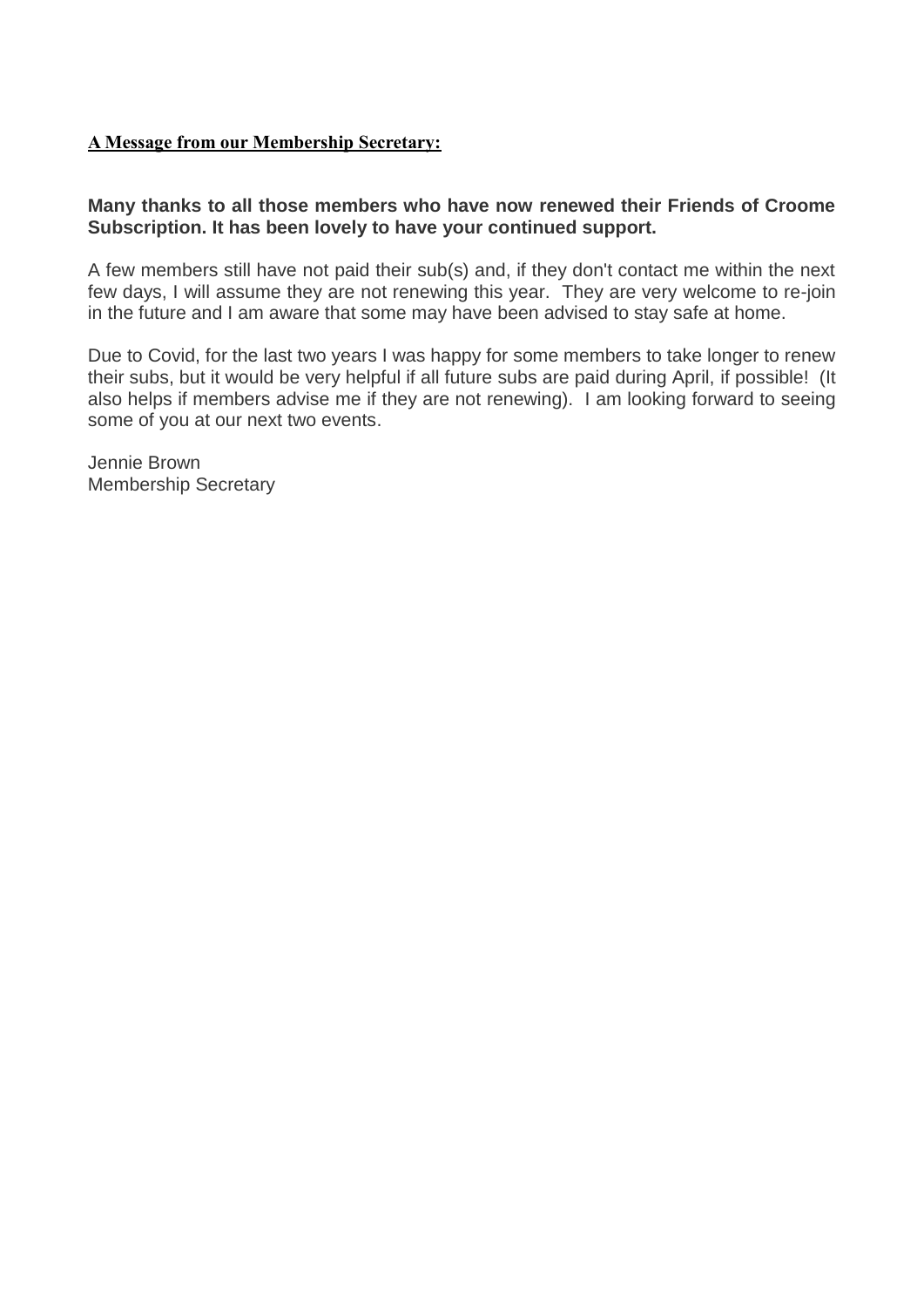## A Message from our Membership Secretary:

**Many thanks to all those members who have now renewed their Friends of Croome Subscription. It has been lovely to have your continued support.**

A few members still have not paid their sub(s) and, if they don't contact me within the next few days, I will assume they are not renewing this year. They are very welcome to re-join in the future and I am aware that some may have been advised to stay safe at home.

Due to Covid, for the last two years I was happy for some members to take longer to renew their subs, but it would be very helpful if all future subs are paid during April, if possible! (It also helps if members advise me if they are not renewing). I am looking forward to seeing some of you at our next two events.

Jennie Brown
Membership Secretary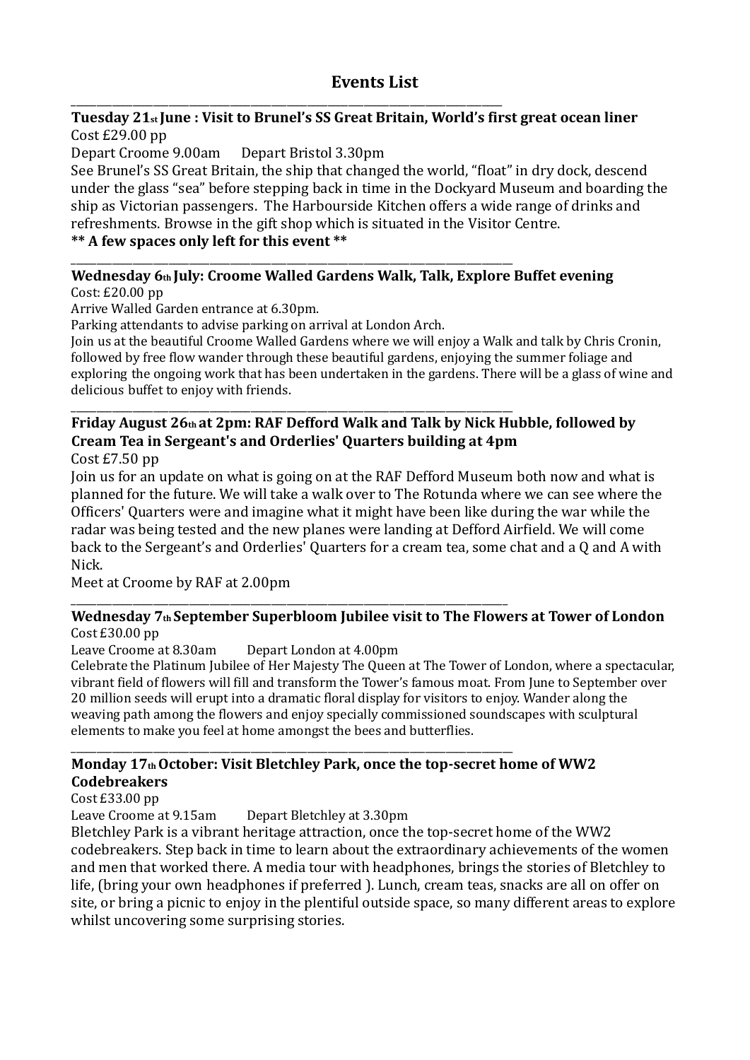# Events List

---

**Tuesday 21st June : Visit to Brunel's SS Great Britain, World's first great ocean liner**

Cost £29.00 pp

Depart Croome 9.00am    Depart Bristol 3.30pm

See Brunel's SS Great Britain, the ship that changed the world, "float" in dry dock, descend under the glass "sea" before stepping back in time in the Dockyard Museum and boarding the ship as Victorian passengers. The Harbourside Kitchen offers a wide range of drinks and refreshments. Browse in the gift shop which is situated in the Visitor Centre.

**** A few spaces only left for this event ****

---

**Wednesday 6th July: Croome Walled Gardens Walk, Talk, Explore Buffet evening**

Cost: £20.00 pp

Arrive Walled Garden entrance at 6.30pm.

Parking attendants to advise parking on arrival at London Arch.

Join us at the beautiful Croome Walled Gardens where we will enjoy a Walk and talk by Chris Cronin, followed by free flow wander through these beautiful gardens, enjoying the summer foliage and exploring the ongoing work that has been undertaken in the gardens. There will be a glass of wine and delicious buffet to enjoy with friends.

---

**Friday August 26th at 2pm: RAF Defford Walk and Talk by Nick Hubble, followed by Cream Tea in Sergeant's and Orderlies' Quarters building at 4pm**

Cost £7.50 pp

Join us for an update on what is going on at the RAF Defford Museum both now and what is planned for the future. We will take a walk over to The Rotunda where we can see where the Officers' Quarters were and imagine what it might have been like during the war while the radar was being tested and the new planes were landing at Defford Airfield. We will come back to the Sergeant's and Orderlies' Quarters for a cream tea, some chat and a Q and A with Nick.

Meet at Croome by RAF at 2.00pm

---

**Wednesday 7th September Superbloom Jubilee visit to The Flowers at Tower of London**

Cost £30.00 pp

Leave Croome at 8.30am    Depart London at 4.00pm

Celebrate the Platinum Jubilee of Her Majesty The Queen at The Tower of London, where a spectacular, vibrant field of flowers will fill and transform the Tower's famous moat. From June to September over 20 million seeds will erupt into a dramatic floral display for visitors to enjoy. Wander along the weaving path among the flowers and enjoy specially commissioned soundscapes with sculptural elements to make you feel at home amongst the bees and butterflies.

---

**Monday 17th October: Visit Bletchley Park, once the top-secret home of WW2 Codebreakers**

Cost £33.00 pp

Leave Croome at 9.15am    Depart Bletchley at 3.30pm

Bletchley Park is a vibrant heritage attraction, once the top-secret home of the WW2 codebreakers. Step back in time to learn about the extraordinary achievements of the women and men that worked there. A media tour with headphones, brings the stories of Bletchley to life, (bring your own headphones if preferred ). Lunch, cream teas, snacks are all on offer on site, or bring a picnic to enjoy in the plentiful outside space, so many different areas to explore whilst uncovering some surprising stories.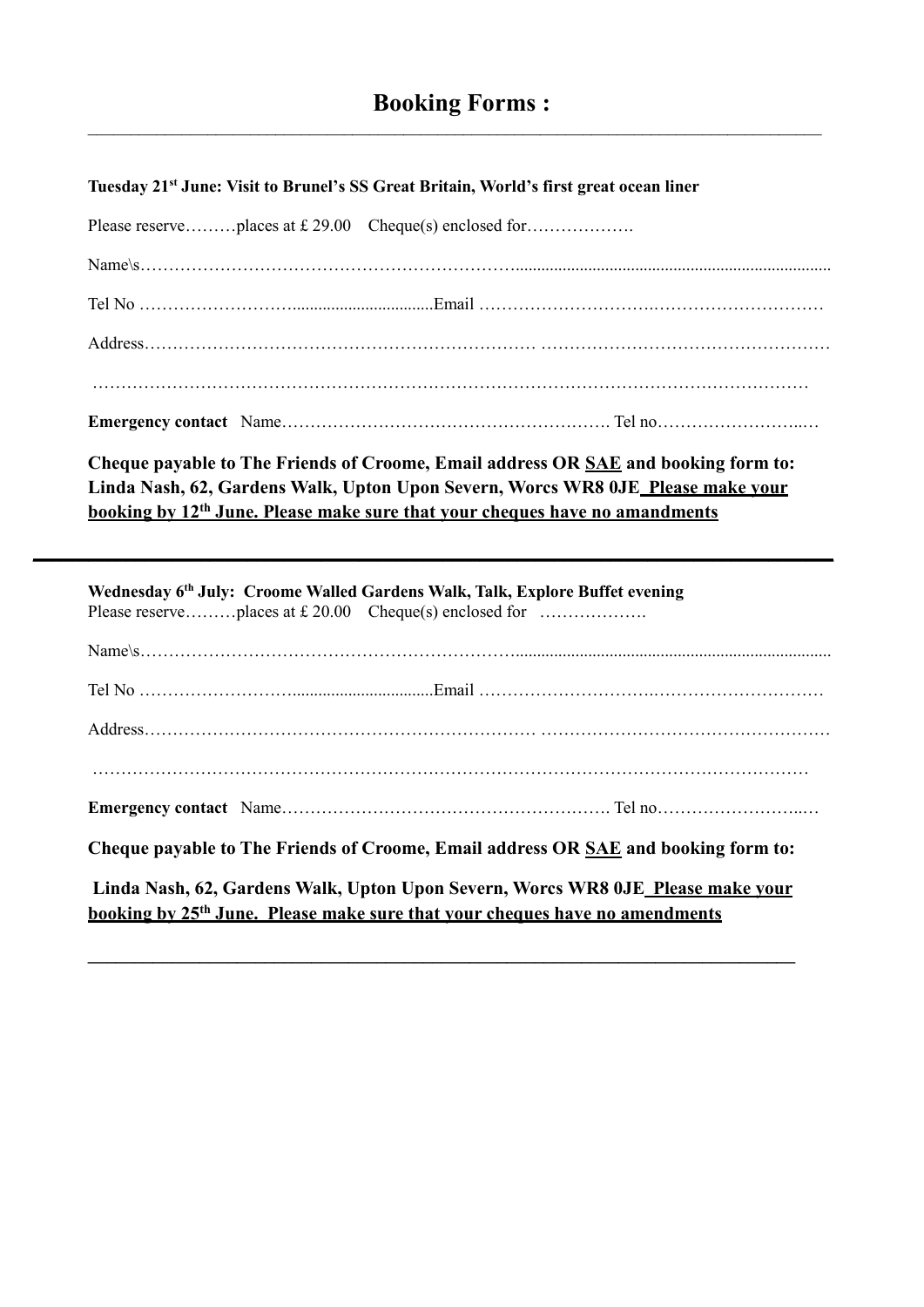# Booking Forms :

---

**Tuesday 21st June: Visit to Brunel's SS Great Britain, World's first great ocean liner**

Please reserve………places at £ 29.00 Cheque(s) enclosed for……………….

Name\s…………………………………………………………………………………………………………

Tel No ……………………….................................Email ………………………….……………………………

Address…………………………………………………………… ……………………………………………

……………………………………………………………………………………………………………

**Emergency contact** Name…………………………………………………. Tel no……………………..…

**Cheque payable to The Friends of Croome, Email address OR <u>SAE</u> and booking form to: Linda Nash, 62, Gardens Walk, Upton Upon Severn, Worcs WR8 0JE <u>Please make your booking by 12th June. Please make sure that your cheques have no amandments</u>**

---

**Wednesday 6th July: Croome Walled Gardens Walk, Talk, Explore Buffet evening**

Please reserve………places at £ 20.00 Cheque(s) enclosed for ……………….

Name\s…………………………………………………………………………………………………………

Tel No ……………………….................................Email ………………………….……………………………

Address…………………………………………………………… ……………………………………………

……………………………………………………………………………………………………………

**Emergency contact** Name…………………………………………………. Tel no……………………..…

**Cheque payable to The Friends of Croome, Email address OR <u>SAE</u> and booking form to:**

**Linda Nash, 62, Gardens Walk, Upton Upon Severn, Worcs WR8 0JE <u>Please make your booking by 25th June. Please make sure that your cheques have no amendments</u>**

---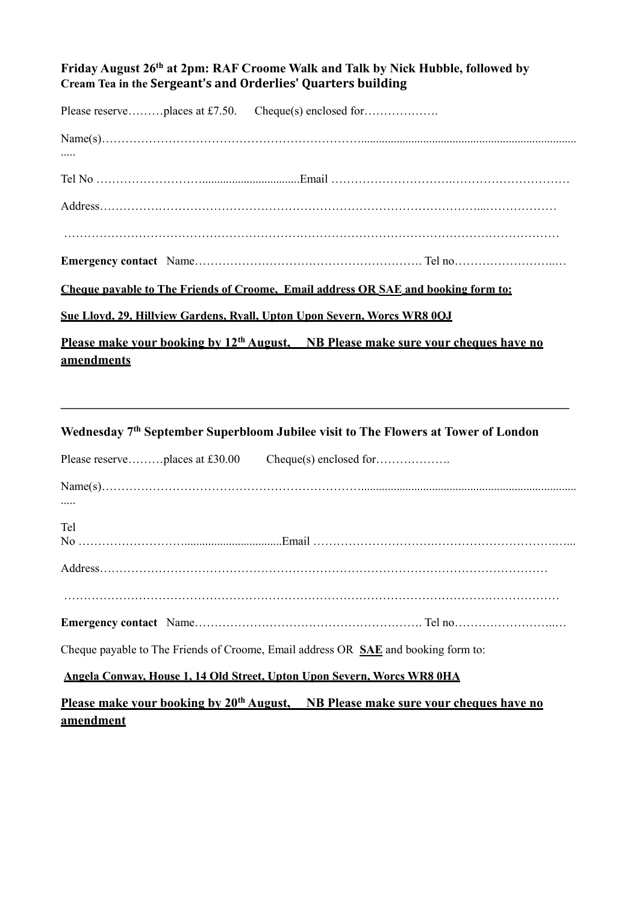**Friday August 26th at 2pm: RAF Croome Walk and Talk by Nick Hubble, followed by Cream Tea in the Sergeant's and Orderlies' Quarters building**

Please reserve………places at £7.50. Cheque(s) enclosed for……………….

Name(s)……………………………………………………………………………………………………………

Tel No ……………………………………………Email ……………………………………………………

Address……………………………………………………………………………………………………

……………………………………………………………………………………………………………

**Emergency contact** Name…………………………………………………. Tel no……………………….

**Cheque payable to The Friends of Croome, Email address OR SAE and booking form to:**

**Sue Lloyd, 29, Hillview Gardens, Ryall, Upton Upon Severn, Worcs WR8 0QJ**

**Please make your booking by 12th August, NB Please make sure your cheques have no amendments**

---

**Wednesday 7th September Superbloom Jubilee visit to The Flowers at Tower of London**

Please reserve………places at £30.00 Cheque(s) enclosed for……………….

Name(s)……………………………………………………………………………………………………………

Tel No ……………………………………………Email ……………………………………………………

Address……………………………………………………………………………………………………

……………………………………………………………………………………………………………

**Emergency contact** Name…………………………………………………. Tel no……………………….

Cheque payable to The Friends of Croome, Email address OR **SAE** and booking form to:

**Angela Conway, House 1, 14 Old Street, Upton Upon Severn, Worcs WR8 0HA**

**Please make your booking by 20th August, NB Please make sure your cheques have no amendment**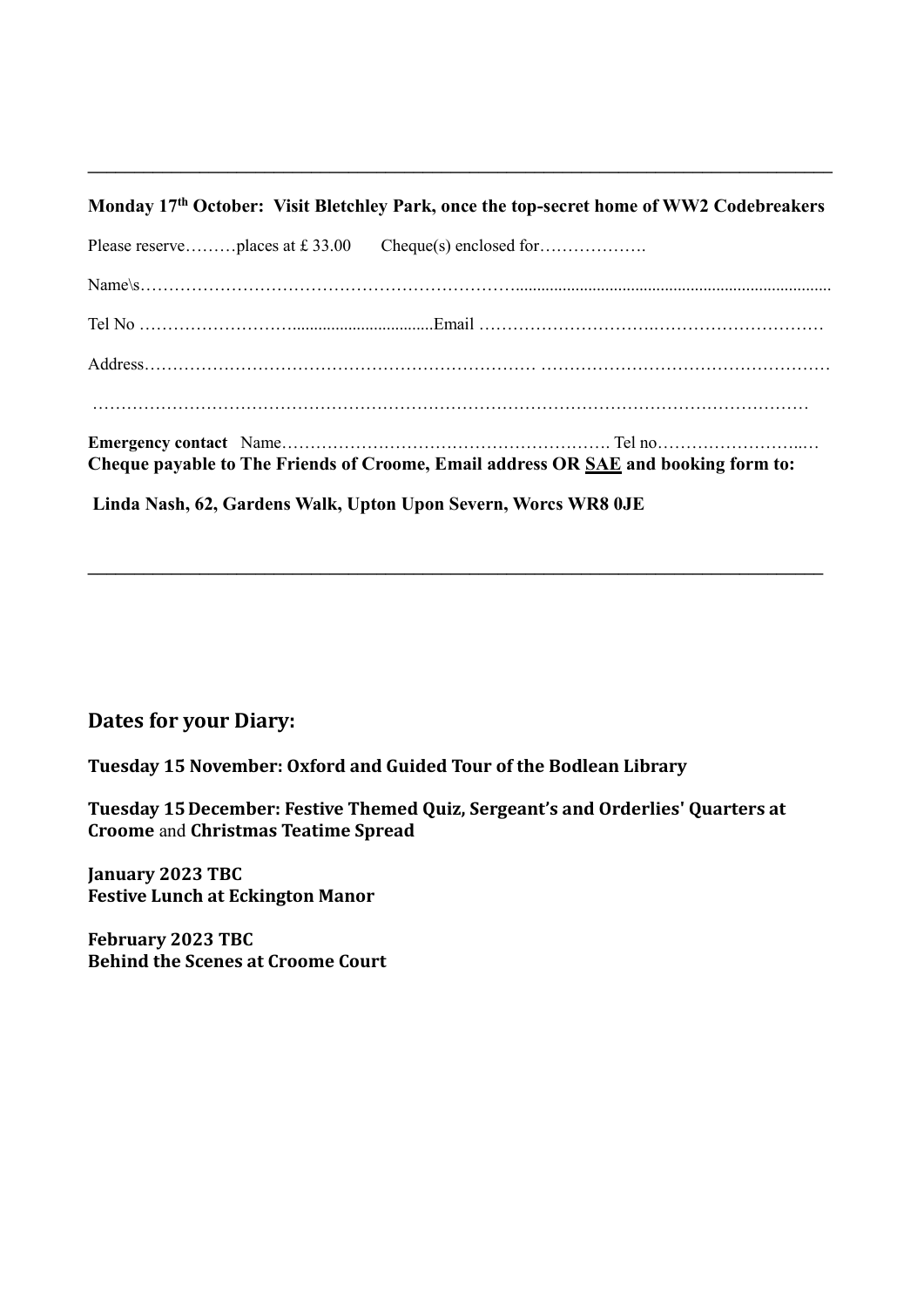---

**Monday 17th October: Visit Bletchley Park, once the top-secret home of WW2 Codebreakers**

Please reserve………places at £ 33.00 Cheque(s) enclosed for……………….

Name\s………………………………………………………………………………………………………

Tel No ……………………….................................Email ……………………….…………………………

Address…………………………………………………………… ……………………………………………

……………………………………………………………………………………………………………

**Emergency contact** Name……………………………………………………. Tel no……………………..…

**Cheque payable to The Friends of Croome, Email address OR SAE and booking form to:**

**Linda Nash, 62, Gardens Walk, Upton Upon Severn, Worcs WR8 0JE**

---

## Dates for your Diary:

**Tuesday 15 November: Oxford and Guided Tour of the Bodlean Library**

**Tuesday 15 December: Festive Themed Quiz, Sergeant's and Orderlies' Quarters at Croome** and **Christmas Teatime Spread**

**January 2023 TBC**
**Festive Lunch at Eckington Manor**

**February 2023 TBC**
**Behind the Scenes at Croome Court**